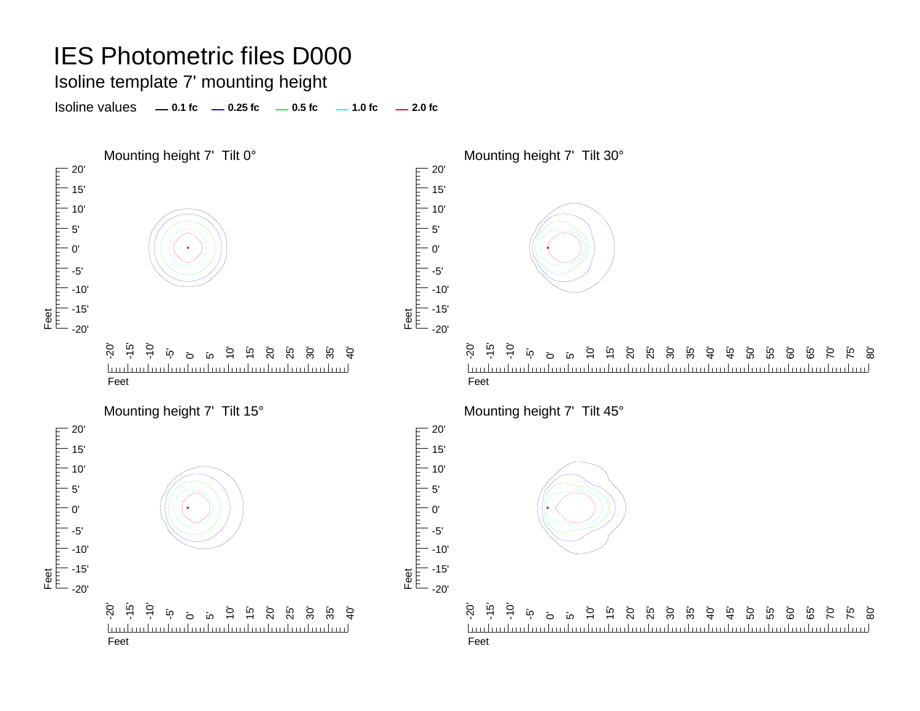# IES Photometric files D000

Isoline template 7' mounting height

Isoline values — 0.1 fc — 0.25 fc — 0.5 fc — 1.0 fc — 2.0 fc

Mounting height 7' Tilt 0°

Mounting height 7' Tilt 30°

Mounting height 7' Tilt 15°

Mounting height 7' Tilt 45°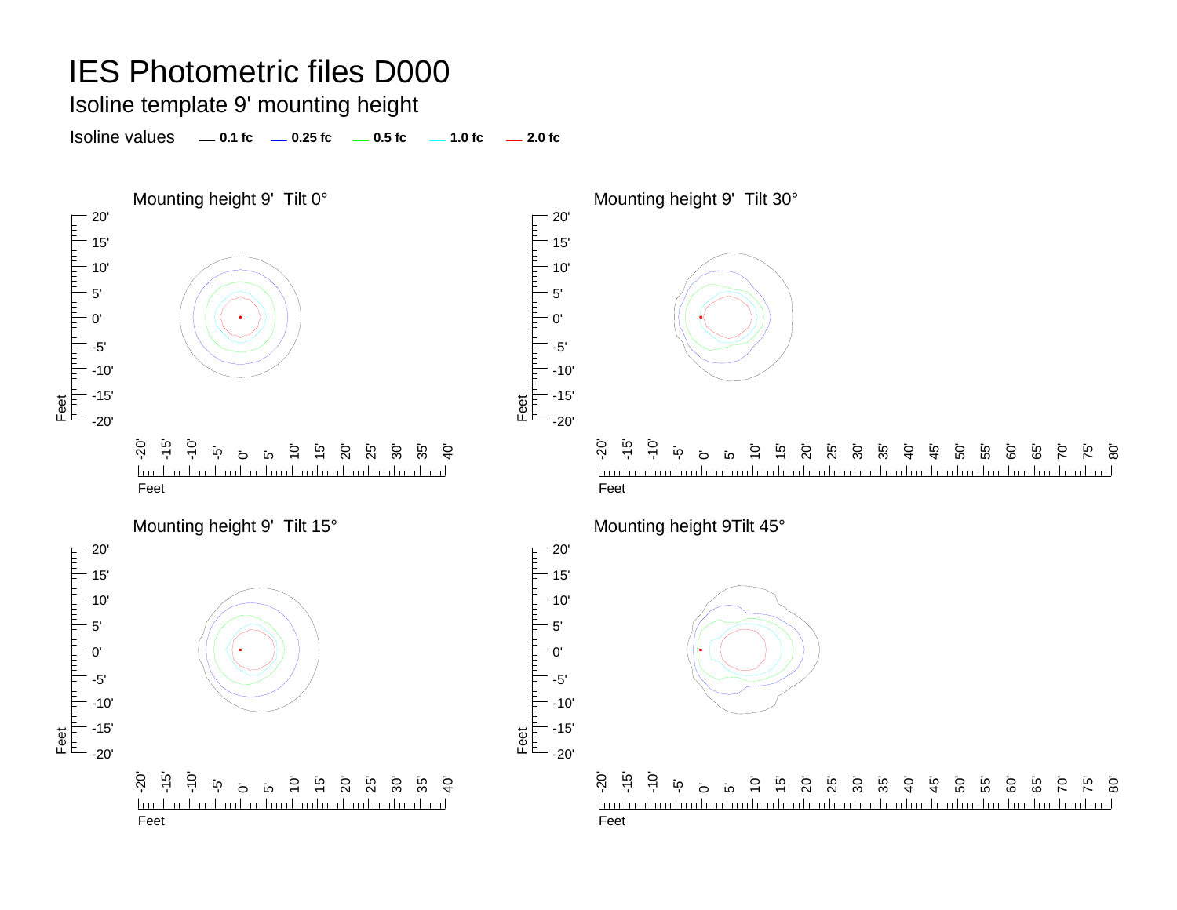# IES Photometric files D000

## Isoline template 9' mounting height

Isoline values — 0.1 fc — 0.25 fc — 0.5 fc — 1.0 fc — 2.0 fc

### Mounting height 9' Tilt 0°

### Mounting height 9' Tilt 30°

### Mounting height 9' Tilt 15°

### Mounting height 9Tilt 45°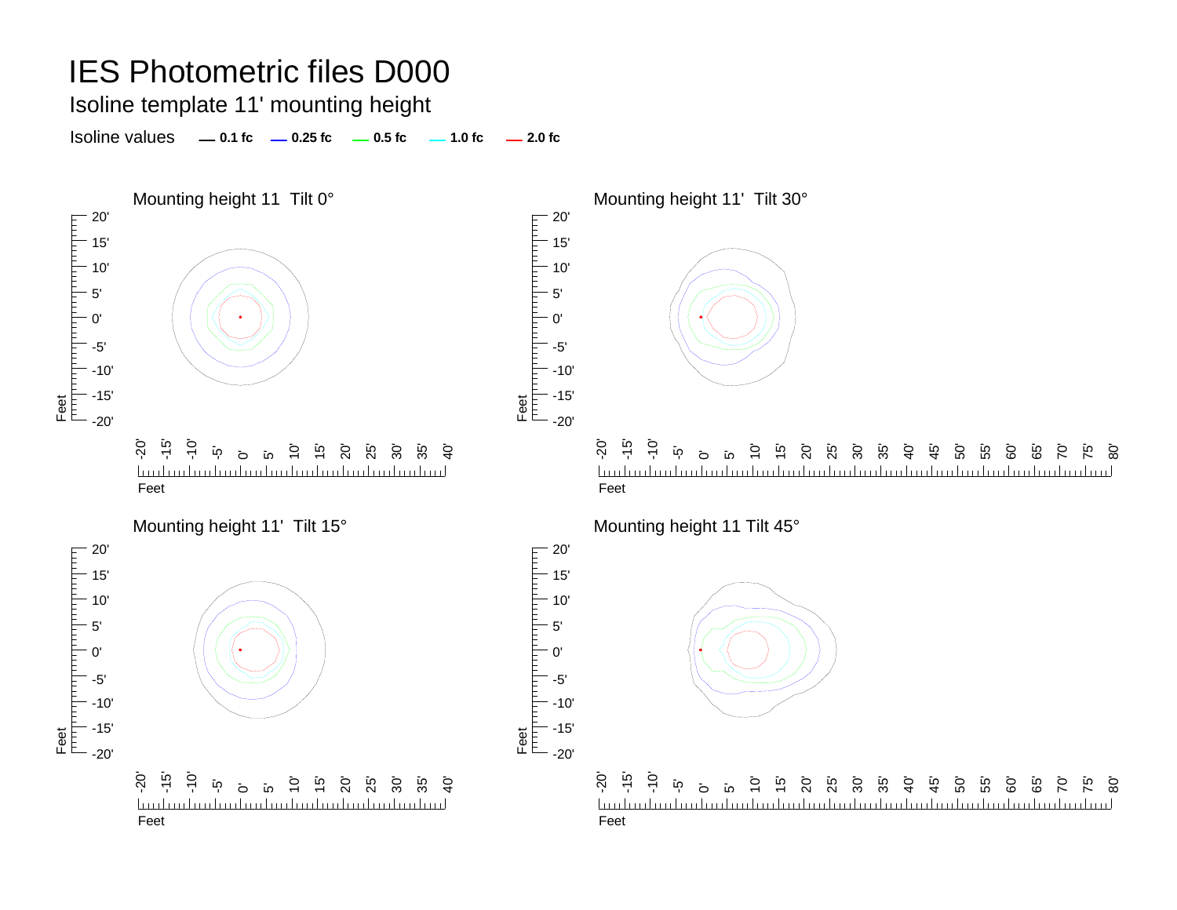# IES Photometric files D000

## Isoline template 11' mounting height

Isoline values — 0.1 fc — 0.25 fc — 0.5 fc — 1.0 fc — 2.0 fc

Mounting height 11 Tilt 0°

Mounting height 11' Tilt 30°

Mounting height 11' Tilt 15°

Mounting height 11 Tilt 45°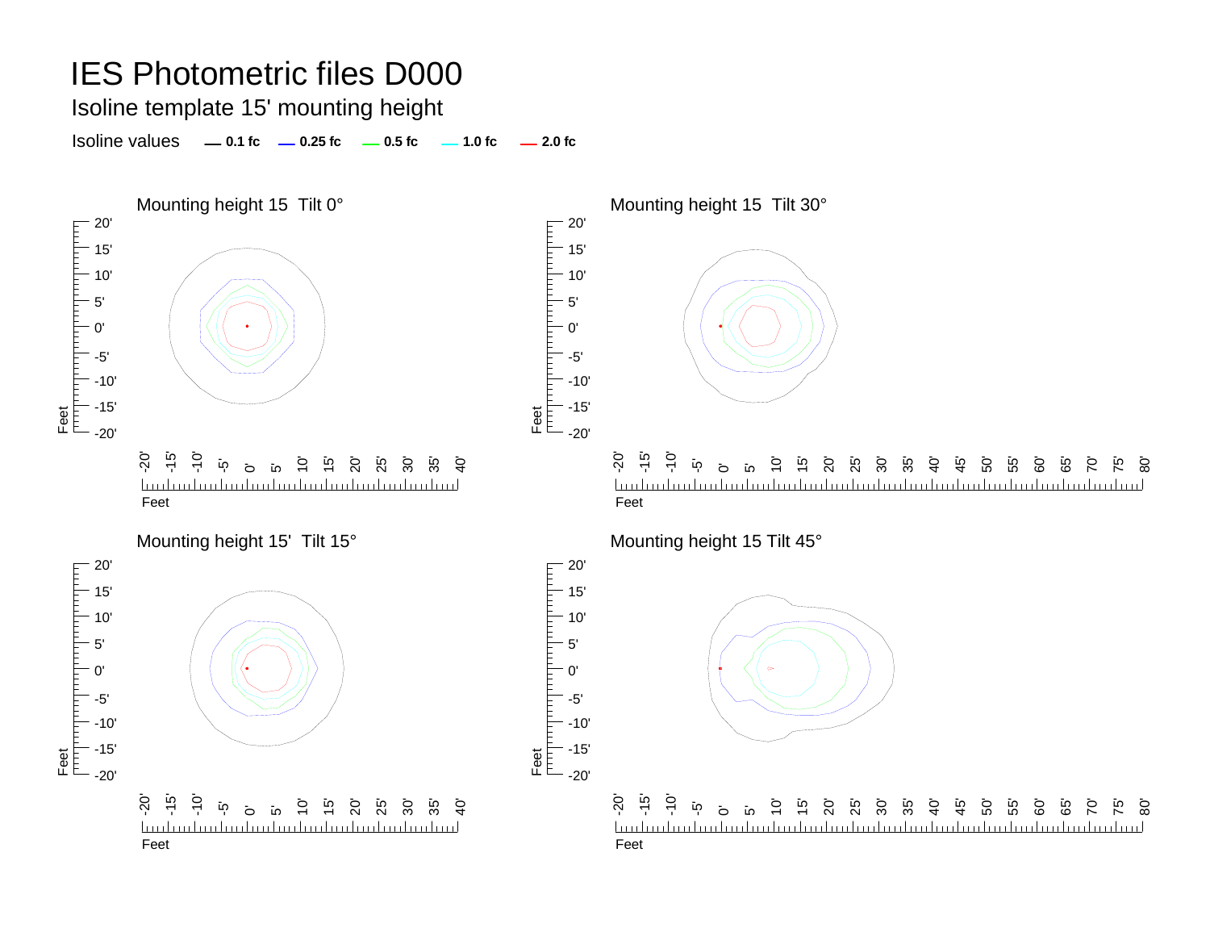# IES Photometric files D000

## Isoline template 15' mounting height

Isoline values — 0.1 fc — 0.25 fc — 0.5 fc — 1.0 fc — 2.0 fc

Mounting height 15 Tilt 0°

Mounting height 15 Tilt 30°

Mounting height 15' Tilt 15°

Mounting height 15 Tilt 45°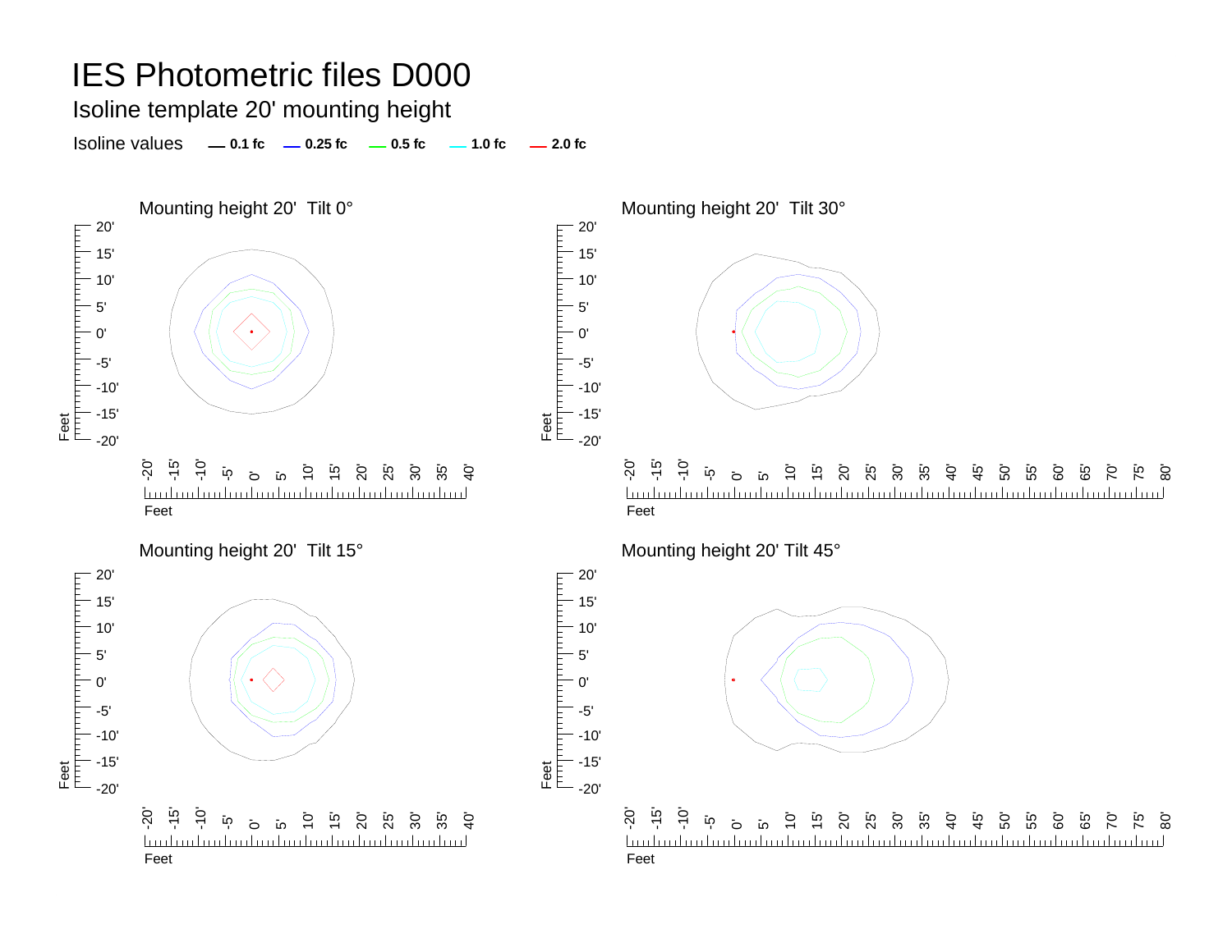# IES Photometric files D000

## Isoline template 20' mounting height

Isoline values — 0.1 fc — 0.25 fc — 0.5 fc — 1.0 fc — 2.0 fc

### Mounting height 20' Tilt 0°

### Mounting height 20' Tilt 30°

### Mounting height 20' Tilt 15°

### Mounting height 20' Tilt 45°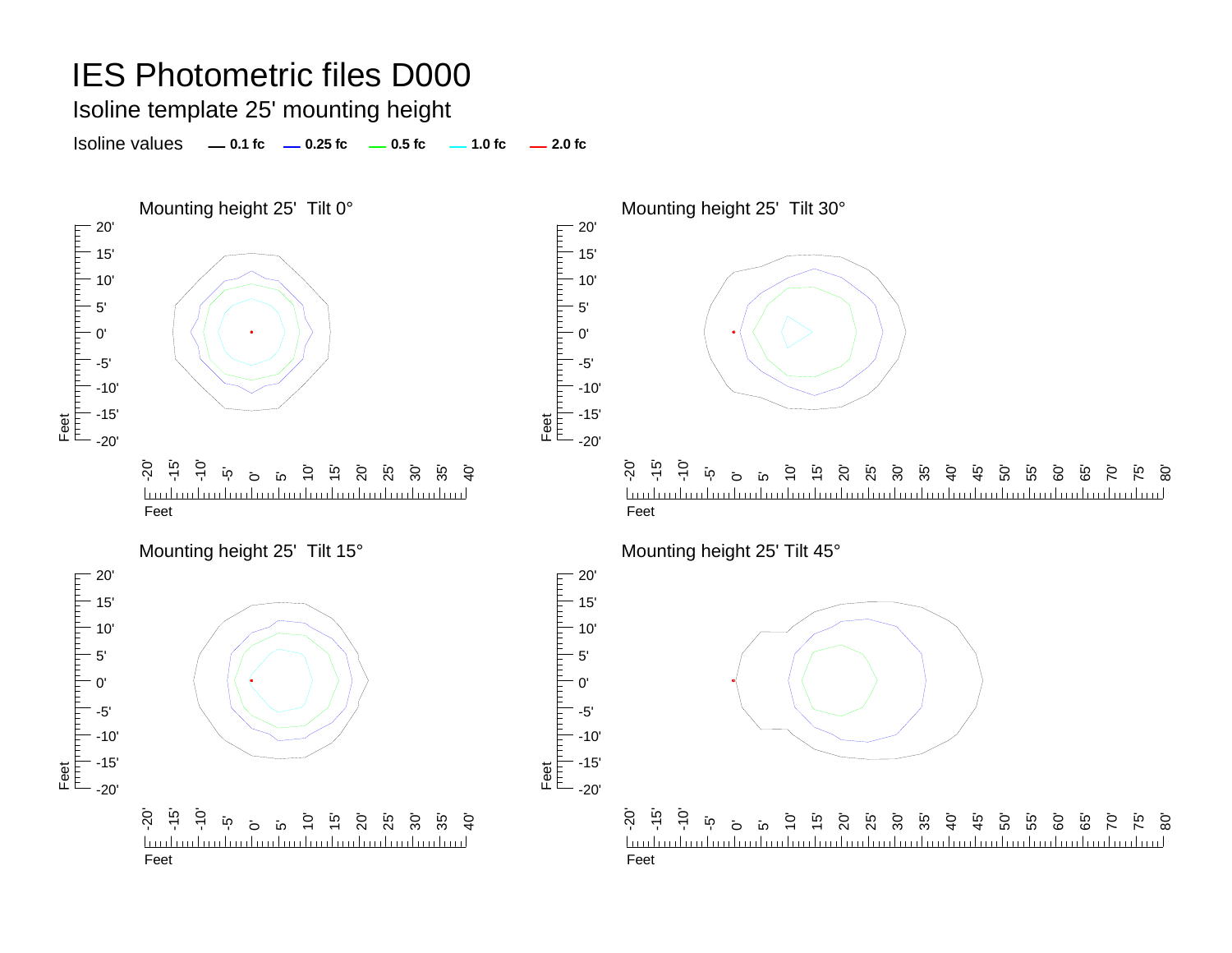# IES Photometric files D000

## Isoline template 25' mounting height

Isoline values — 0.1 fc — 0.25 fc — 0.5 fc — 1.0 fc — 2.0 fc

### Mounting height 25' Tilt 0°

### Mounting height 25' Tilt 30°

### Mounting height 25' Tilt 15°

### Mounting height 25' Tilt 45°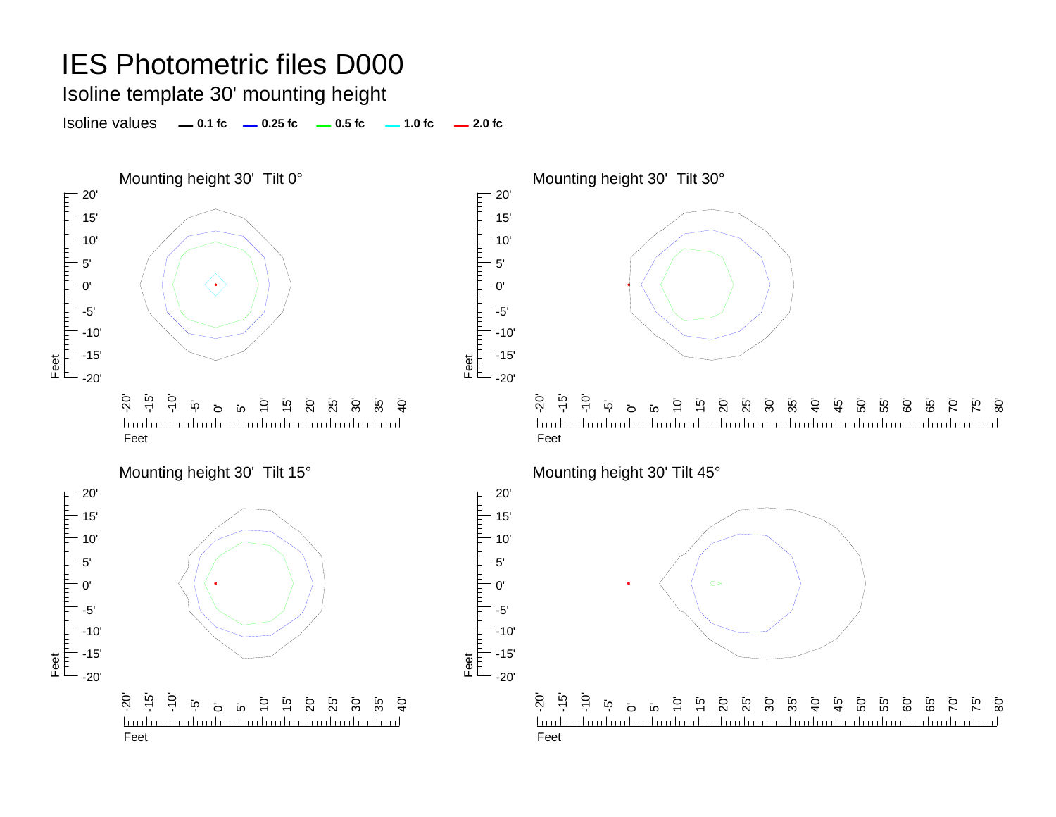# IES Photometric files D000

## Isoline template 30' mounting height

Isoline values — 0.1 fc — 0.25 fc — 0.5 fc — 1.0 fc — 2.0 fc

### Mounting height 30' Tilt 0°

20'
15'
10'
5'
0'
-5'
-10'
-15'
-20'
Feet

-20' -15' -10' -5' 0' 5' 10' 15' 20' 25' 30' 35' 40'
Feet

### Mounting height 30' Tilt 30°

20'
15'
10'
5'
0'
-5'
-10'
-15'
-20'
Feet

-20' -15' -10' -5' 0' 5' 10' 15' 20' 25' 30' 35' 40' 45' 50' 55' 60' 65' 70' 75' 80'
Feet

### Mounting height 30' Tilt 15°

20'
15'
10'
5'
0'
-5'
-10'
-15'
-20'
Feet

-20' -15' -10' -5' 0' 5' 10' 15' 20' 25' 30' 35' 40'
Feet

### Mounting height 30' Tilt 45°

20'
15'
10'
5'
0'
-5'
-10'
-15'
-20'
Feet

-20' -15' -10' -5' 0' 5' 10' 15' 20' 25' 30' 35' 40' 45' 50' 55' 60' 65' 70' 75' 80'
Feet